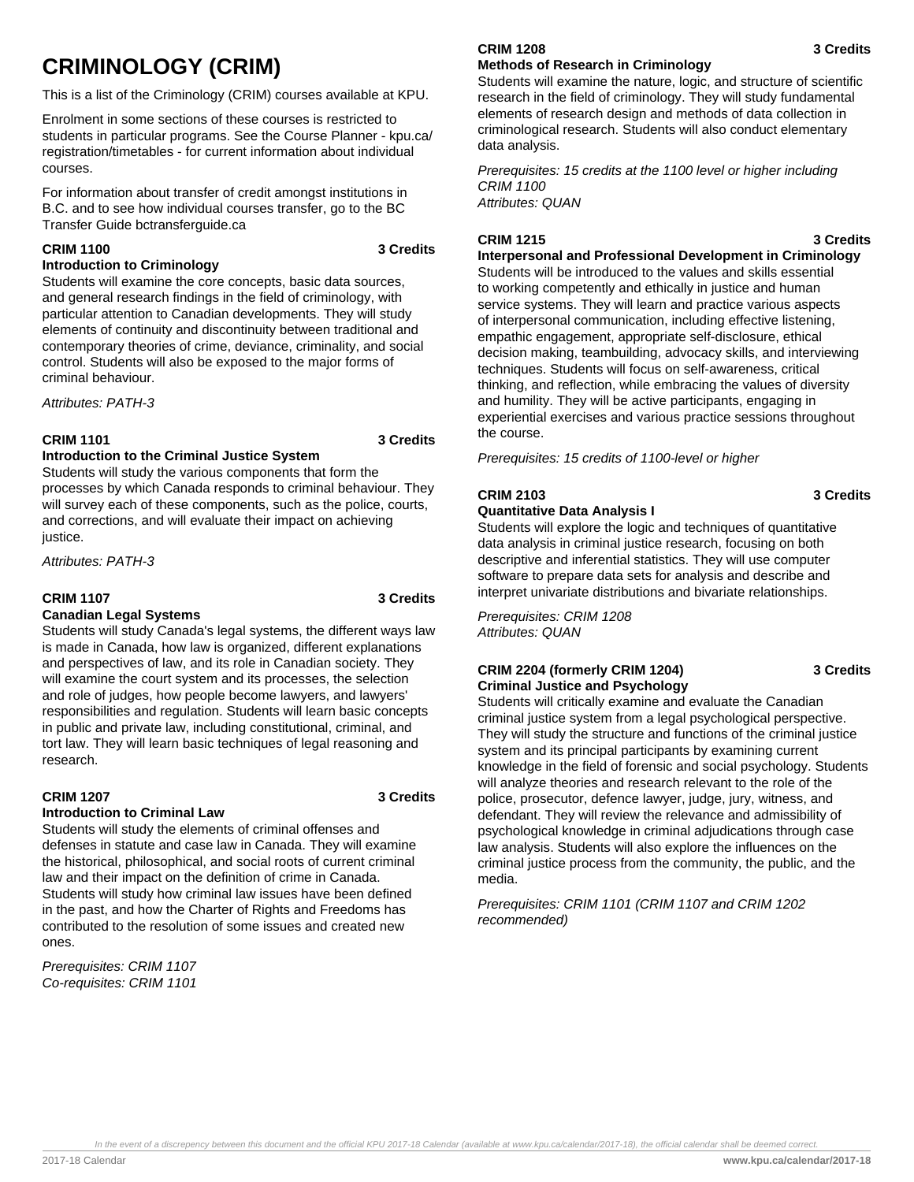# CRIMINOLOGY (CRIM)

This is a list of the Criminology (CRIM) courses available at KPU.

Enrolment in some sections of these courses is restricted to students in particular programs. See the Course Planner - kpu.ca/registration/timetables - for current information about individual courses.

For information about transfer of credit amongst institutions in B.C. and to see how individual courses transfer, go to the BC Transfer Guide bctransferguide.ca

**CRIM 1100 3 Credits**
**Introduction to Criminology**

Students will examine the core concepts, basic data sources, and general research findings in the field of criminology, with particular attention to Canadian developments. They will study elements of continuity and discontinuity between traditional and contemporary theories of crime, deviance, criminality, and social control. Students will also be exposed to the major forms of criminal behaviour.

*Attributes: PATH-3*

**CRIM 1101 3 Credits**
**Introduction to the Criminal Justice System**

Students will study the various components that form the processes by which Canada responds to criminal behaviour. They will survey each of these components, such as the police, courts, and corrections, and will evaluate their impact on achieving justice.

*Attributes: PATH-3*

**CRIM 1107 3 Credits**
**Canadian Legal Systems**

Students will study Canada's legal systems, the different ways law is made in Canada, how law is organized, different explanations and perspectives of law, and its role in Canadian society. They will examine the court system and its processes, the selection and role of judges, how people become lawyers, and lawyers' responsibilities and regulation. Students will learn basic concepts in public and private law, including constitutional, criminal, and tort law. They will learn basic techniques of legal reasoning and research.

**CRIM 1207 3 Credits**
**Introduction to Criminal Law**

Students will study the elements of criminal offenses and defenses in statute and case law in Canada. They will examine the historical, philosophical, and social roots of current criminal law and their impact on the definition of crime in Canada. Students will study how criminal law issues have been defined in the past, and how the Charter of Rights and Freedoms has contributed to the resolution of some issues and created new ones.

*Prerequisites: CRIM 1107*
*Co-requisites: CRIM 1101*

**CRIM 1208 3 Credits**
**Methods of Research in Criminology**

Students will examine the nature, logic, and structure of scientific research in the field of criminology. They will study fundamental elements of research design and methods of data collection in criminological research. Students will also conduct elementary data analysis.

*Prerequisites: 15 credits at the 1100 level or higher including CRIM 1100*
*Attributes: QUAN*

**CRIM 1215 3 Credits**
**Interpersonal and Professional Development in Criminology**

Students will be introduced to the values and skills essential to working competently and ethically in justice and human service systems. They will learn and practice various aspects of interpersonal communication, including effective listening, empathic engagement, appropriate self-disclosure, ethical decision making, teambuilding, advocacy skills, and interviewing techniques. Students will focus on self-awareness, critical thinking, and reflection, while embracing the values of diversity and humility. They will be active participants, engaging in experiential exercises and various practice sessions throughout the course.

*Prerequisites: 15 credits of 1100-level or higher*

**CRIM 2103 3 Credits**
**Quantitative Data Analysis I**

Students will explore the logic and techniques of quantitative data analysis in criminal justice research, focusing on both descriptive and inferential statistics. They will use computer software to prepare data sets for analysis and describe and interpret univariate distributions and bivariate relationships.

*Prerequisites: CRIM 1208*
*Attributes: QUAN*

**CRIM 2204 (formerly CRIM 1204) 3 Credits**
**Criminal Justice and Psychology**

Students will critically examine and evaluate the Canadian criminal justice system from a legal psychological perspective. They will study the structure and functions of the criminal justice system and its principal participants by examining current knowledge in the field of forensic and social psychology. Students will analyze theories and research relevant to the role of the police, prosecutor, defence lawyer, judge, jury, witness, and defendant. They will review the relevance and admissibility of psychological knowledge in criminal adjudications through case law analysis. Students will also explore the influences on the criminal justice process from the community, the public, and the media.

*Prerequisites: CRIM 1101 (CRIM 1107 and CRIM 1202 recommended)*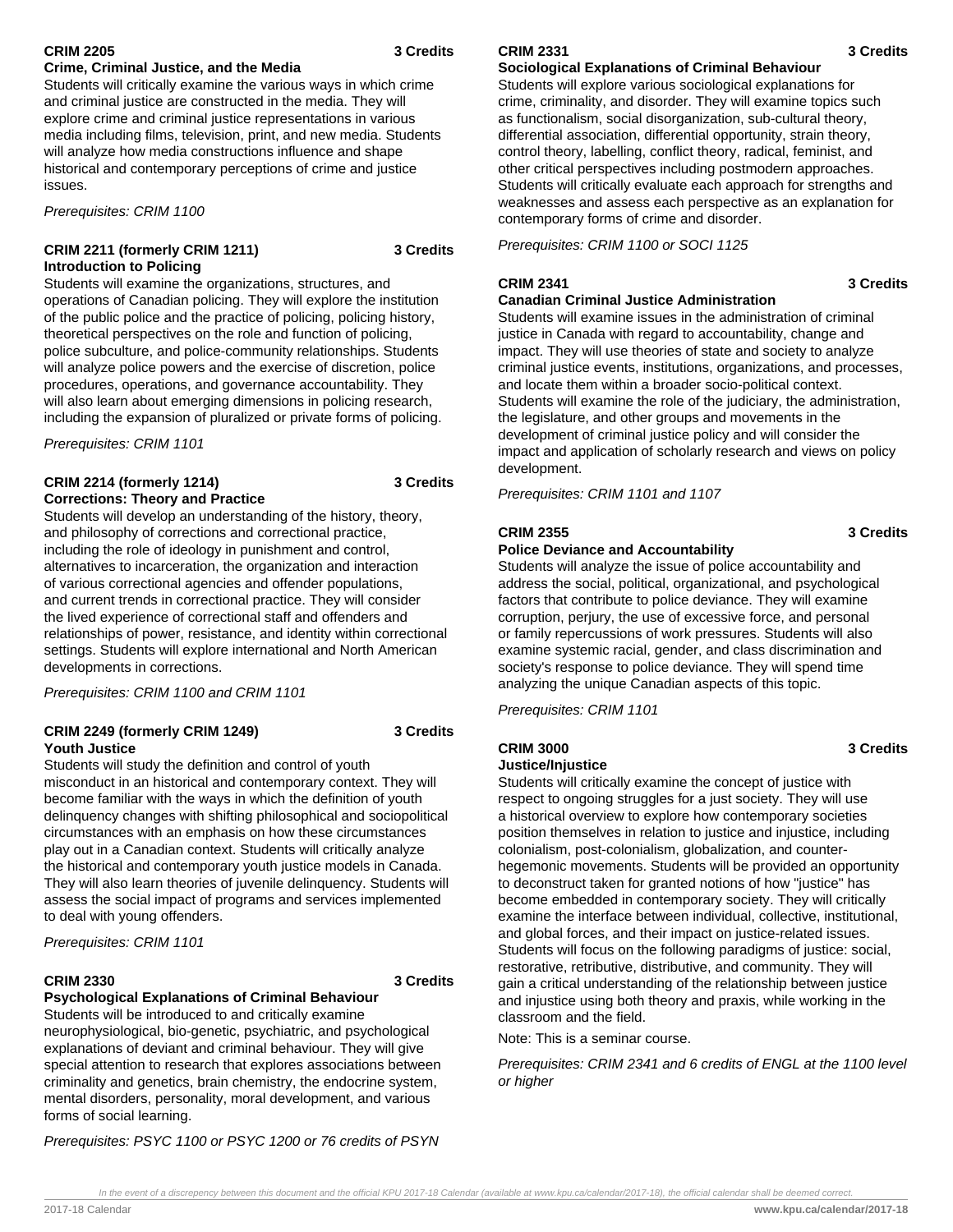### CRIM 2205 — 3 Credits

**Crime, Criminal Justice, and the Media**

Students will critically examine the various ways in which crime and criminal justice are constructed in the media. They will explore crime and criminal justice representations in various media including films, television, print, and new media. Students will analyze how media constructions influence and shape historical and contemporary perceptions of crime and justice issues.

*Prerequisites: CRIM 1100*

### CRIM 2211 (formerly CRIM 1211) — 3 Credits

**Introduction to Policing**

Students will examine the organizations, structures, and operations of Canadian policing. They will explore the institution of the public police and the practice of policing, policing history, theoretical perspectives on the role and function of policing, police subculture, and police-community relationships. Students will analyze police powers and the exercise of discretion, police procedures, operations, and governance accountability. They will also learn about emerging dimensions in policing research, including the expansion of pluralized or private forms of policing.

*Prerequisites: CRIM 1101*

### CRIM 2214 (formerly 1214) — 3 Credits

**Corrections: Theory and Practice**

Students will develop an understanding of the history, theory, and philosophy of corrections and correctional practice, including the role of ideology in punishment and control, alternatives to incarceration, the organization and interaction of various correctional agencies and offender populations, and current trends in correctional practice. They will consider the lived experience of correctional staff and offenders and relationships of power, resistance, and identity within correctional settings. Students will explore international and North American developments in corrections.

*Prerequisites: CRIM 1100 and CRIM 1101*

### CRIM 2249 (formerly CRIM 1249) — 3 Credits

**Youth Justice**

Students will study the definition and control of youth misconduct in an historical and contemporary context. They will become familiar with the ways in which the definition of youth delinquency changes with shifting philosophical and sociopolitical circumstances with an emphasis on how these circumstances play out in a Canadian context. Students will critically analyze the historical and contemporary youth justice models in Canada. They will also learn theories of juvenile delinquency. Students will assess the social impact of programs and services implemented to deal with young offenders.

*Prerequisites: CRIM 1101*

### CRIM 2330 — 3 Credits

**Psychological Explanations of Criminal Behaviour**

Students will be introduced to and critically examine neurophysiological, bio-genetic, psychiatric, and psychological explanations of deviant and criminal behaviour. They will give special attention to research that explores associations between criminality and genetics, brain chemistry, the endocrine system, mental disorders, personality, moral development, and various forms of social learning.

*Prerequisites: PSYC 1100 or PSYC 1200 or 76 credits of PSYN*

### CRIM 2331 — 3 Credits

**Sociological Explanations of Criminal Behaviour**

Students will explore various sociological explanations for crime, criminality, and disorder. They will examine topics such as functionalism, social disorganization, sub-cultural theory, differential association, differential opportunity, strain theory, control theory, labelling, conflict theory, radical, feminist, and other critical perspectives including postmodern approaches. Students will critically evaluate each approach for strengths and weaknesses and assess each perspective as an explanation for contemporary forms of crime and disorder.

*Prerequisites: CRIM 1100 or SOCI 1125*

### CRIM 2341 — 3 Credits

**Canadian Criminal Justice Administration**

Students will examine issues in the administration of criminal justice in Canada with regard to accountability, change and impact. They will use theories of state and society to analyze criminal justice events, institutions, organizations, and processes, and locate them within a broader socio-political context. Students will examine the role of the judiciary, the administration, the legislature, and other groups and movements in the development of criminal justice policy and will consider the impact and application of scholarly research and views on policy development.

*Prerequisites: CRIM 1101 and 1107*

### CRIM 2355 — 3 Credits

**Police Deviance and Accountability**

Students will analyze the issue of police accountability and address the social, political, organizational, and psychological factors that contribute to police deviance. They will examine corruption, perjury, the use of excessive force, and personal or family repercussions of work pressures. Students will also examine systemic racial, gender, and class discrimination and society's response to police deviance. They will spend time analyzing the unique Canadian aspects of this topic.

*Prerequisites: CRIM 1101*

### CRIM 3000 — 3 Credits

**Justice/Injustice**

Students will critically examine the concept of justice with respect to ongoing struggles for a just society. They will use a historical overview to explore how contemporary societies position themselves in relation to justice and injustice, including colonialism, post-colonialism, globalization, and counter-hegemonic movements. Students will be provided an opportunity to deconstruct taken for granted notions of how "justice" has become embedded in contemporary society. They will critically examine the interface between individual, collective, institutional, and global forces, and their impact on justice-related issues. Students will focus on the following paradigms of justice: social, restorative, retributive, distributive, and community. They will gain a critical understanding of the relationship between justice and injustice using both theory and praxis, while working in the classroom and the field.

Note: This is a seminar course.

*Prerequisites: CRIM 2341 and 6 credits of ENGL at the 1100 level or higher*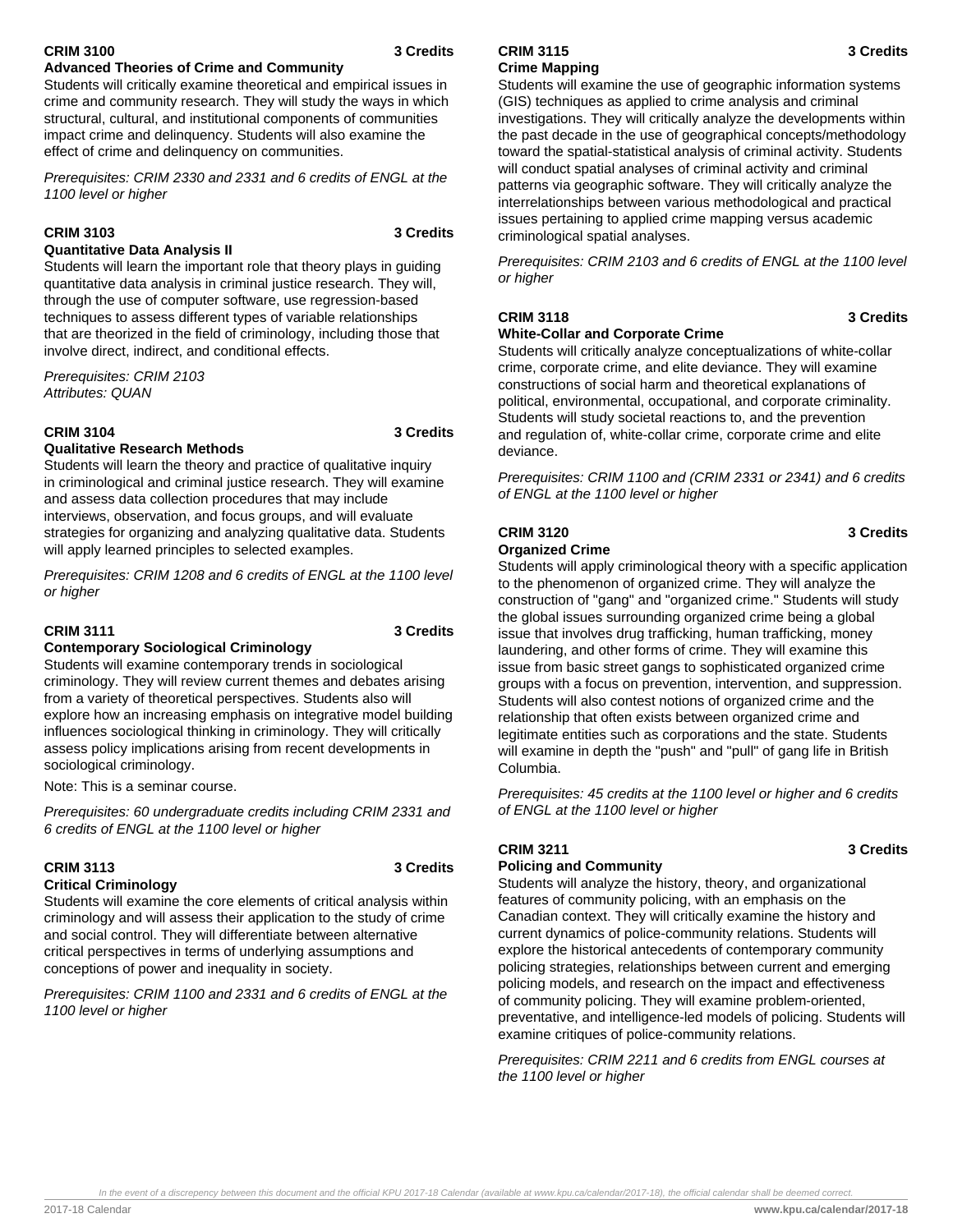### CRIM 3100 — 3 Credits

**Advanced Theories of Crime and Community**

Students will critically examine theoretical and empirical issues in crime and community research. They will study the ways in which structural, cultural, and institutional components of communities impact crime and delinquency. Students will also examine the effect of crime and delinquency on communities.

*Prerequisites: CRIM 2330 and 2331 and 6 credits of ENGL at the 1100 level or higher*

### CRIM 3103 — 3 Credits

**Quantitative Data Analysis II**

Students will learn the important role that theory plays in guiding quantitative data analysis in criminal justice research. They will, through the use of computer software, use regression-based techniques to assess different types of variable relationships that are theorized in the field of criminology, including those that involve direct, indirect, and conditional effects.

*Prerequisites: CRIM 2103*
*Attributes: QUAN*

### CRIM 3104 — 3 Credits

**Qualitative Research Methods**

Students will learn the theory and practice of qualitative inquiry in criminological and criminal justice research. They will examine and assess data collection procedures that may include interviews, observation, and focus groups, and will evaluate strategies for organizing and analyzing qualitative data. Students will apply learned principles to selected examples.

*Prerequisites: CRIM 1208 and 6 credits of ENGL at the 1100 level or higher*

### CRIM 3111 — 3 Credits

**Contemporary Sociological Criminology**

Students will examine contemporary trends in sociological criminology. They will review current themes and debates arising from a variety of theoretical perspectives. Students also will explore how an increasing emphasis on integrative model building influences sociological thinking in criminology. They will critically assess policy implications arising from recent developments in sociological criminology.

Note: This is a seminar course.

*Prerequisites: 60 undergraduate credits including CRIM 2331 and 6 credits of ENGL at the 1100 level or higher*

### CRIM 3113 — 3 Credits

**Critical Criminology**

Students will examine the core elements of critical analysis within criminology and will assess their application to the study of crime and social control. They will differentiate between alternative critical perspectives in terms of underlying assumptions and conceptions of power and inequality in society.

*Prerequisites: CRIM 1100 and 2331 and 6 credits of ENGL at the 1100 level or higher*

### CRIM 3115 — 3 Credits

**Crime Mapping**

Students will examine the use of geographic information systems (GIS) techniques as applied to crime analysis and criminal investigations. They will critically analyze the developments within the past decade in the use of geographical concepts/methodology toward the spatial-statistical analysis of criminal activity. Students will conduct spatial analyses of criminal activity and criminal patterns via geographic software. They will critically analyze the interrelationships between various methodological and practical issues pertaining to applied crime mapping versus academic criminological spatial analyses.

*Prerequisites: CRIM 2103 and 6 credits of ENGL at the 1100 level or higher*

### CRIM 3118 — 3 Credits

**White-Collar and Corporate Crime**

Students will critically analyze conceptualizations of white-collar crime, corporate crime, and elite deviance. They will examine constructions of social harm and theoretical explanations of political, environmental, occupational, and corporate criminality. Students will study societal reactions to, and the prevention and regulation of, white-collar crime, corporate crime and elite deviance.

*Prerequisites: CRIM 1100 and (CRIM 2331 or 2341) and 6 credits of ENGL at the 1100 level or higher*

### CRIM 3120 — 3 Credits

**Organized Crime**

Students will apply criminological theory with a specific application to the phenomenon of organized crime. They will analyze the construction of "gang" and "organized crime." Students will study the global issues surrounding organized crime being a global issue that involves drug trafficking, human trafficking, money laundering, and other forms of crime. They will examine this issue from basic street gangs to sophisticated organized crime groups with a focus on prevention, intervention, and suppression. Students will also contest notions of organized crime and the relationship that often exists between organized crime and legitimate entities such as corporations and the state. Students will examine in depth the "push" and "pull" of gang life in British Columbia.

*Prerequisites: 45 credits at the 1100 level or higher and 6 credits of ENGL at the 1100 level or higher*

### CRIM 3211 — 3 Credits

**Policing and Community**

Students will analyze the history, theory, and organizational features of community policing, with an emphasis on the Canadian context. They will critically examine the history and current dynamics of police-community relations. Students will explore the historical antecedents of contemporary community policing strategies, relationships between current and emerging policing models, and research on the impact and effectiveness of community policing. They will examine problem-oriented, preventative, and intelligence-led models of policing. Students will examine critiques of police-community relations.

*Prerequisites: CRIM 2211 and 6 credits from ENGL courses at the 1100 level or higher*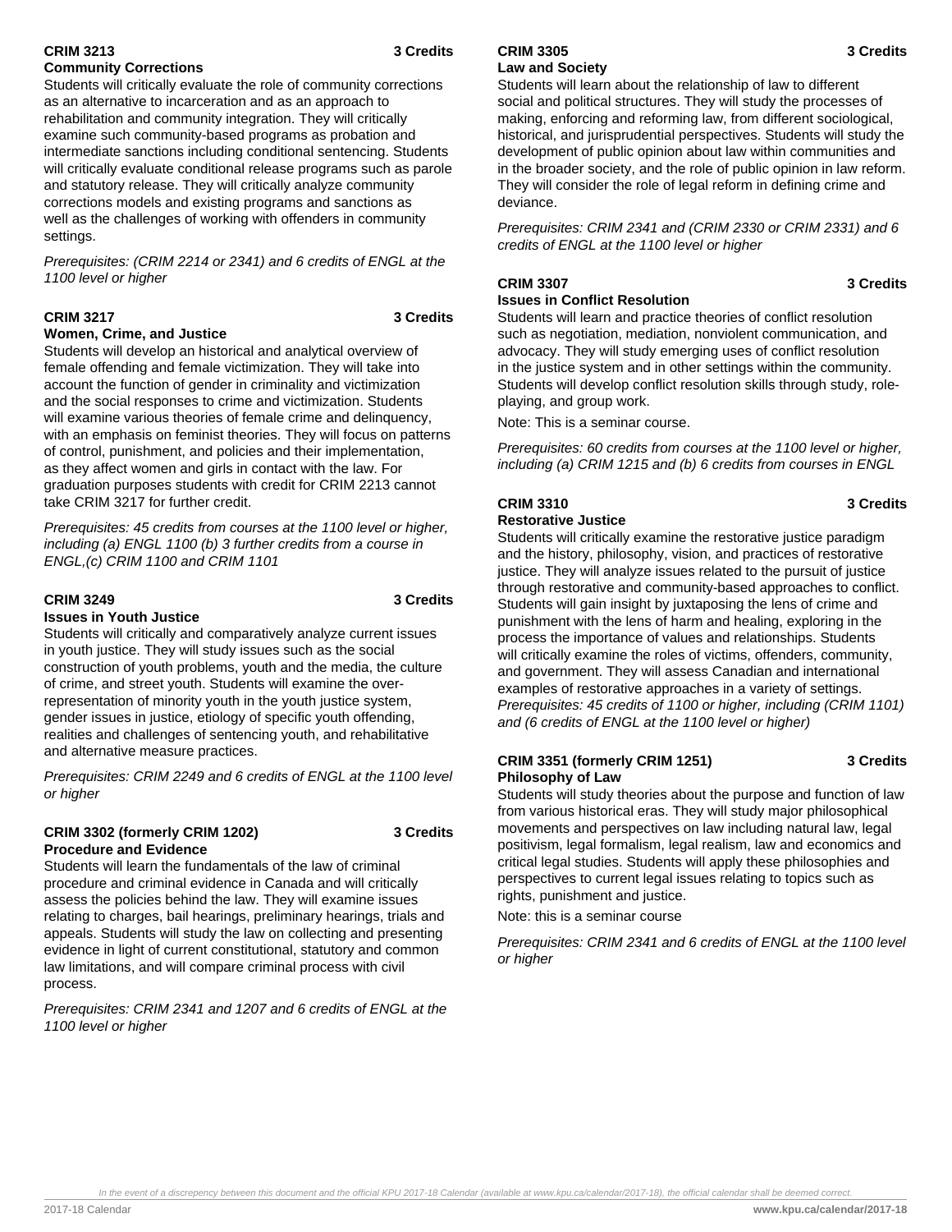**CRIM 3213** **3 Credits**
**Community Corrections**

Students will critically evaluate the role of community corrections as an alternative to incarceration and as an approach to rehabilitation and community integration. They will critically examine such community-based programs as probation and intermediate sanctions including conditional sentencing. Students will critically evaluate conditional release programs such as parole and statutory release. They will critically analyze community corrections models and existing programs and sanctions as well as the challenges of working with offenders in community settings.

*Prerequisites: (CRIM 2214 or 2341) and 6 credits of ENGL at the 1100 level or higher*

**CRIM 3217** **3 Credits**
**Women, Crime, and Justice**

Students will develop an historical and analytical overview of female offending and female victimization. They will take into account the function of gender in criminality and victimization and the social responses to crime and victimization. Students will examine various theories of female crime and delinquency, with an emphasis on feminist theories. They will focus on patterns of control, punishment, and policies and their implementation, as they affect women and girls in contact with the law. For graduation purposes students with credit for CRIM 2213 cannot take CRIM 3217 for further credit.

*Prerequisites: 45 credits from courses at the 1100 level or higher, including (a) ENGL 1100 (b) 3 further credits from a course in ENGL,(c) CRIM 1100 and CRIM 1101*

**CRIM 3249** **3 Credits**
**Issues in Youth Justice**

Students will critically and comparatively analyze current issues in youth justice. They will study issues such as the social construction of youth problems, youth and the media, the culture of crime, and street youth. Students will examine the over-representation of minority youth in the youth justice system, gender issues in justice, etiology of specific youth offending, realities and challenges of sentencing youth, and rehabilitative and alternative measure practices.

*Prerequisites: CRIM 2249 and 6 credits of ENGL at the 1100 level or higher*

**CRIM 3302 (formerly CRIM 1202)** **3 Credits**
**Procedure and Evidence**

Students will learn the fundamentals of the law of criminal procedure and criminal evidence in Canada and will critically assess the policies behind the law. They will examine issues relating to charges, bail hearings, preliminary hearings, trials and appeals. Students will study the law on collecting and presenting evidence in light of current constitutional, statutory and common law limitations, and will compare criminal process with civil process.

*Prerequisites: CRIM 2341 and 1207 and 6 credits of ENGL at the 1100 level or higher*

**CRIM 3305** **3 Credits**
**Law and Society**

Students will learn about the relationship of law to different social and political structures. They will study the processes of making, enforcing and reforming law, from different sociological, historical, and jurisprudential perspectives. Students will study the development of public opinion about law within communities and in the broader society, and the role of public opinion in law reform. They will consider the role of legal reform in defining crime and deviance.

*Prerequisites: CRIM 2341 and (CRIM 2330 or CRIM 2331) and 6 credits of ENGL at the 1100 level or higher*

**CRIM 3307** **3 Credits**
**Issues in Conflict Resolution**

Students will learn and practice theories of conflict resolution such as negotiation, mediation, nonviolent communication, and advocacy. They will study emerging uses of conflict resolution in the justice system and in other settings within the community. Students will develop conflict resolution skills through study, role-playing, and group work.

Note: This is a seminar course.

*Prerequisites: 60 credits from courses at the 1100 level or higher, including (a) CRIM 1215 and (b) 6 credits from courses in ENGL*

**CRIM 3310** **3 Credits**
**Restorative Justice**

Students will critically examine the restorative justice paradigm and the history, philosophy, vision, and practices of restorative justice. They will analyze issues related to the pursuit of justice through restorative and community-based approaches to conflict. Students will gain insight by juxtaposing the lens of crime and punishment with the lens of harm and healing, exploring in the process the importance of values and relationships. Students will critically examine the roles of victims, offenders, community, and government. They will assess Canadian and international examples of restorative approaches in a variety of settings.

*Prerequisites: 45 credits of 1100 or higher, including (CRIM 1101) and (6 credits of ENGL at the 1100 level or higher)*

**CRIM 3351 (formerly CRIM 1251)** **3 Credits**
**Philosophy of Law**

Students will study theories about the purpose and function of law from various historical eras. They will study major philosophical movements and perspectives on law including natural law, legal positivism, legal formalism, legal realism, law and economics and critical legal studies. Students will apply these philosophies and perspectives to current legal issues relating to topics such as rights, punishment and justice.

Note: this is a seminar course

*Prerequisites: CRIM 2341 and 6 credits of ENGL at the 1100 level or higher*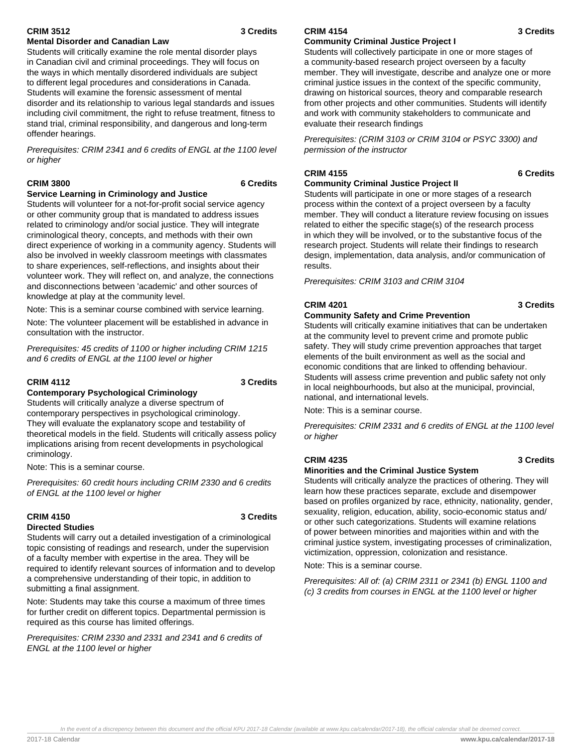### CRIM 3512 — 3 Credits

**Mental Disorder and Canadian Law**

Students will critically examine the role mental disorder plays in Canadian civil and criminal proceedings. They will focus on the ways in which mentally disordered individuals are subject to different legal procedures and considerations in Canada. Students will examine the forensic assessment of mental disorder and its relationship to various legal standards and issues including civil commitment, the right to refuse treatment, fitness to stand trial, criminal responsibility, and dangerous and long-term offender hearings.

*Prerequisites: CRIM 2341 and 6 credits of ENGL at the 1100 level or higher*

### CRIM 3800 — 6 Credits

**Service Learning in Criminology and Justice**

Students will volunteer for a not-for-profit social service agency or other community group that is mandated to address issues related to criminology and/or social justice. They will integrate criminological theory, concepts, and methods with their own direct experience of working in a community agency. Students will also be involved in weekly classroom meetings with classmates to share experiences, self-reflections, and insights about their volunteer work. They will reflect on, and analyze, the connections and disconnections between 'academic' and other sources of knowledge at play at the community level.

Note: This is a seminar course combined with service learning.

Note: The volunteer placement will be established in advance in consultation with the instructor.

*Prerequisites: 45 credits of 1100 or higher including CRIM 1215 and 6 credits of ENGL at the 1100 level or higher*

### CRIM 4112 — 3 Credits

**Contemporary Psychological Criminology**

Students will critically analyze a diverse spectrum of contemporary perspectives in psychological criminology. They will evaluate the explanatory scope and testability of theoretical models in the field. Students will critically assess policy implications arising from recent developments in psychological criminology.

Note: This is a seminar course.

*Prerequisites: 60 credit hours including CRIM 2330 and 6 credits of ENGL at the 1100 level or higher*

### CRIM 4150 — 3 Credits

**Directed Studies**

Students will carry out a detailed investigation of a criminological topic consisting of readings and research, under the supervision of a faculty member with expertise in the area. They will be required to identify relevant sources of information and to develop a comprehensive understanding of their topic, in addition to submitting a final assignment.

Note: Students may take this course a maximum of three times for further credit on different topics. Departmental permission is required as this course has limited offerings.

*Prerequisites: CRIM 2330 and 2331 and 2341 and 6 credits of ENGL at the 1100 level or higher*

### CRIM 4154 — 3 Credits

**Community Criminal Justice Project I**

Students will collectively participate in one or more stages of a community-based research project overseen by a faculty member. They will investigate, describe and analyze one or more criminal justice issues in the context of the specific community, drawing on historical sources, theory and comparable research from other projects and other communities. Students will identify and work with community stakeholders to communicate and evaluate their research findings

*Prerequisites: (CRIM 3103 or CRIM 3104 or PSYC 3300) and permission of the instructor*

### CRIM 4155 — 6 Credits

**Community Criminal Justice Project II**

Students will participate in one or more stages of a research process within the context of a project overseen by a faculty member. They will conduct a literature review focusing on issues related to either the specific stage(s) of the research process in which they will be involved, or to the substantive focus of the research project. Students will relate their findings to research design, implementation, data analysis, and/or communication of results.

*Prerequisites: CRIM 3103 and CRIM 3104*

### CRIM 4201 — 3 Credits

**Community Safety and Crime Prevention**

Students will critically examine initiatives that can be undertaken at the community level to prevent crime and promote public safety. They will study crime prevention approaches that target elements of the built environment as well as the social and economic conditions that are linked to offending behaviour. Students will assess crime prevention and public safety not only in local neighbourhoods, but also at the municipal, provincial, national, and international levels.

Note: This is a seminar course.

*Prerequisites: CRIM 2331 and 6 credits of ENGL at the 1100 level or higher*

### CRIM 4235 — 3 Credits

**Minorities and the Criminal Justice System**

Students will critically analyze the practices of othering. They will learn how these practices separate, exclude and disempower based on profiles organized by race, ethnicity, nationality, gender, sexuality, religion, education, ability, socio-economic status and/or other such categorizations. Students will examine relations of power between minorities and majorities within and with the criminal justice system, investigating processes of criminalization, victimization, oppression, colonization and resistance.

Note: This is a seminar course.

*Prerequisites: All of: (a) CRIM 2311 or 2341 (b) ENGL 1100 and (c) 3 credits from courses in ENGL at the 1100 level or higher*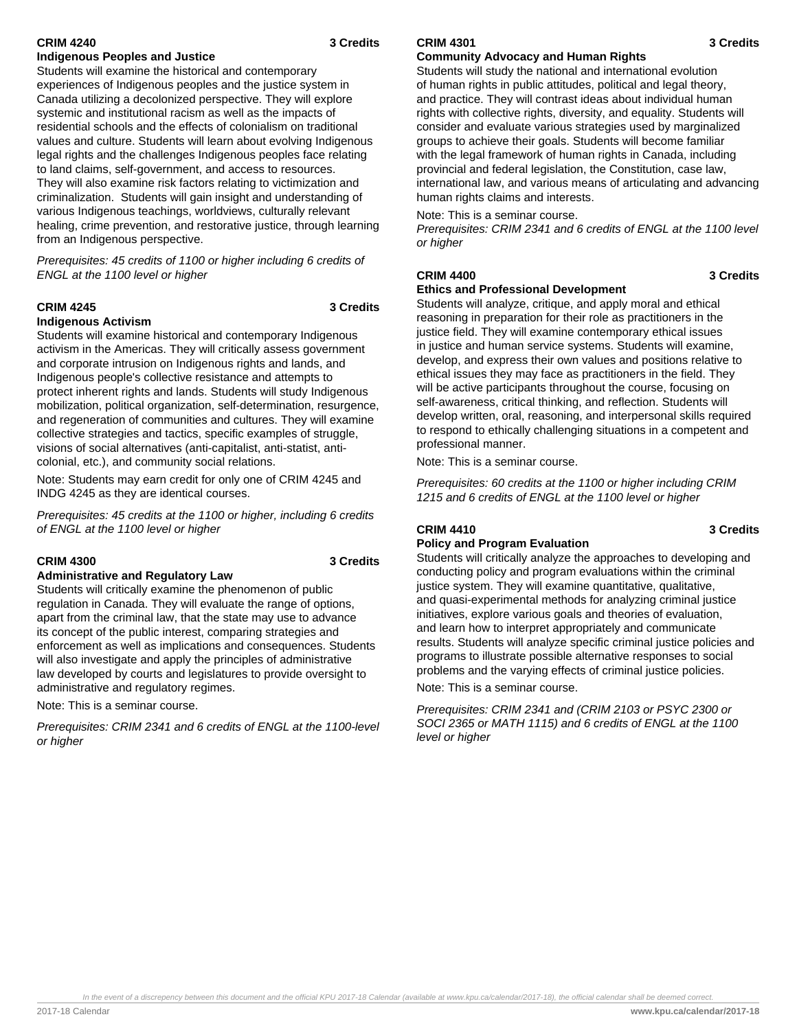**CRIM 4240 3 Credits**

**Indigenous Peoples and Justice**

Students will examine the historical and contemporary experiences of Indigenous peoples and the justice system in Canada utilizing a decolonized perspective. They will explore systemic and institutional racism as well as the impacts of residential schools and the effects of colonialism on traditional values and culture. Students will learn about evolving Indigenous legal rights and the challenges Indigenous peoples face relating to land claims, self-government, and access to resources. They will also examine risk factors relating to victimization and criminalization. Students will gain insight and understanding of various Indigenous teachings, worldviews, culturally relevant healing, crime prevention, and restorative justice, through learning from an Indigenous perspective.

*Prerequisites: 45 credits of 1100 or higher including 6 credits of ENGL at the 1100 level or higher*

**CRIM 4245 3 Credits**

**Indigenous Activism**

Students will examine historical and contemporary Indigenous activism in the Americas. They will critically assess government and corporate intrusion on Indigenous rights and lands, and Indigenous people's collective resistance and attempts to protect inherent rights and lands. Students will study Indigenous mobilization, political organization, self-determination, resurgence, and regeneration of communities and cultures. They will examine collective strategies and tactics, specific examples of struggle, visions of social alternatives (anti-capitalist, anti-statist, anti-colonial, etc.), and community social relations.

Note: Students may earn credit for only one of CRIM 4245 and INDG 4245 as they are identical courses.

*Prerequisites: 45 credits at the 1100 or higher, including 6 credits of ENGL at the 1100 level or higher*

**CRIM 4300 3 Credits**

**Administrative and Regulatory Law**

Students will critically examine the phenomenon of public regulation in Canada. They will evaluate the range of options, apart from the criminal law, that the state may use to advance its concept of the public interest, comparing strategies and enforcement as well as implications and consequences. Students will also investigate and apply the principles of administrative law developed by courts and legislatures to provide oversight to administrative and regulatory regimes.

Note: This is a seminar course.

*Prerequisites: CRIM 2341 and 6 credits of ENGL at the 1100-level or higher*

**CRIM 4301 3 Credits**

**Community Advocacy and Human Rights**

Students will study the national and international evolution of human rights in public attitudes, political and legal theory, and practice. They will contrast ideas about individual human rights with collective rights, diversity, and equality. Students will consider and evaluate various strategies used by marginalized groups to achieve their goals. Students will become familiar with the legal framework of human rights in Canada, including provincial and federal legislation, the Constitution, case law, international law, and various means of articulating and advancing human rights claims and interests.

Note: This is a seminar course.

*Prerequisites: CRIM 2341 and 6 credits of ENGL at the 1100 level or higher*

**CRIM 4400 3 Credits**

**Ethics and Professional Development**

Students will analyze, critique, and apply moral and ethical reasoning in preparation for their role as practitioners in the justice field. They will examine contemporary ethical issues in justice and human service systems. Students will examine, develop, and express their own values and positions relative to ethical issues they may face as practitioners in the field. They will be active participants throughout the course, focusing on self-awareness, critical thinking, and reflection. Students will develop written, oral, reasoning, and interpersonal skills required to respond to ethically challenging situations in a competent and professional manner.

Note: This is a seminar course.

*Prerequisites: 60 credits at the 1100 or higher including CRIM 1215 and 6 credits of ENGL at the 1100 level or higher*

**CRIM 4410 3 Credits**

**Policy and Program Evaluation**

Students will critically analyze the approaches to developing and conducting policy and program evaluations within the criminal justice system. They will examine quantitative, qualitative, and quasi-experimental methods for analyzing criminal justice initiatives, explore various goals and theories of evaluation, and learn how to interpret appropriately and communicate results. Students will analyze specific criminal justice policies and programs to illustrate possible alternative responses to social problems and the varying effects of criminal justice policies.

Note: This is a seminar course.

*Prerequisites: CRIM 2341 and (CRIM 2103 or PSYC 2300 or SOCI 2365 or MATH 1115) and 6 credits of ENGL at the 1100 level or higher*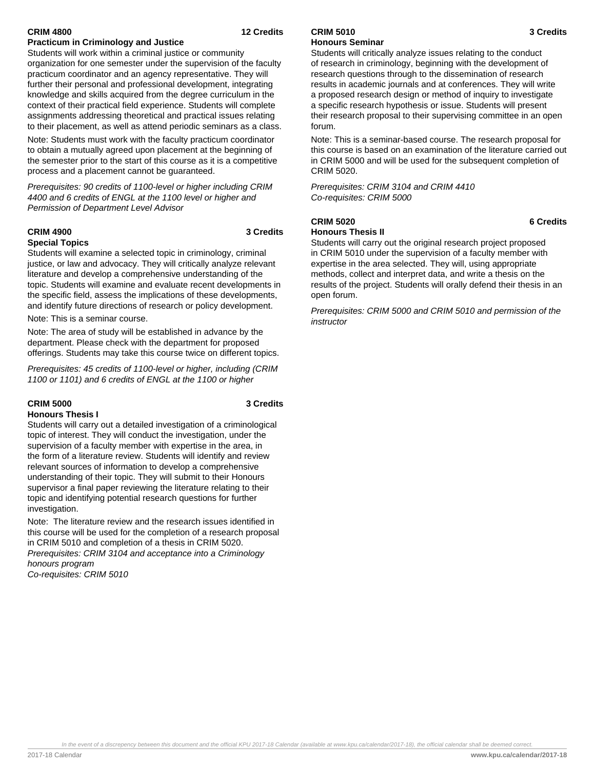### CRIM 4800 — 12 Credits

**Practicum in Criminology and Justice**

Students will work within a criminal justice or community organization for one semester under the supervision of the faculty practicum coordinator and an agency representative. They will further their personal and professional development, integrating knowledge and skills acquired from the degree curriculum in the context of their practical field experience. Students will complete assignments addressing theoretical and practical issues relating to their placement, as well as attend periodic seminars as a class.

Note: Students must work with the faculty practicum coordinator to obtain a mutually agreed upon placement at the beginning of the semester prior to the start of this course as it is a competitive process and a placement cannot be guaranteed.

*Prerequisites: 90 credits of 1100-level or higher including CRIM 4400 and 6 credits of ENGL at the 1100 level or higher and Permission of Department Level Advisor*

### CRIM 4900 — 3 Credits

**Special Topics**

Students will examine a selected topic in criminology, criminal justice, or law and advocacy. They will critically analyze relevant literature and develop a comprehensive understanding of the topic. Students will examine and evaluate recent developments in the specific field, assess the implications of these developments, and identify future directions of research or policy development.

Note: This is a seminar course.

Note: The area of study will be established in advance by the department. Please check with the department for proposed offerings. Students may take this course twice on different topics.

*Prerequisites: 45 credits of 1100-level or higher, including (CRIM 1100 or 1101) and 6 credits of ENGL at the 1100 or higher*

### CRIM 5000 — 3 Credits

**Honours Thesis I**

Students will carry out a detailed investigation of a criminological topic of interest. They will conduct the investigation, under the supervision of a faculty member with expertise in the area, in the form of a literature review. Students will identify and review relevant sources of information to develop a comprehensive understanding of their topic. They will submit to their Honours supervisor a final paper reviewing the literature relating to their topic and identifying potential research questions for further investigation.

Note: The literature review and the research issues identified in this course will be used for the completion of a research proposal in CRIM 5010 and completion of a thesis in CRIM 5020.

*Prerequisites: CRIM 3104 and acceptance into a Criminology honours program*
*Co-requisites: CRIM 5010*

### CRIM 5010 — 3 Credits

**Honours Seminar**

Students will critically analyze issues relating to the conduct of research in criminology, beginning with the development of research questions through to the dissemination of research results in academic journals and at conferences. They will write a proposed research design or method of inquiry to investigate a specific research hypothesis or issue. Students will present their research proposal to their supervising committee in an open forum.

Note: This is a seminar-based course. The research proposal for this course is based on an examination of the literature carried out in CRIM 5000 and will be used for the subsequent completion of CRIM 5020.

*Prerequisites: CRIM 3104 and CRIM 4410*
*Co-requisites: CRIM 5000*

### CRIM 5020 — 6 Credits

**Honours Thesis II**

Students will carry out the original research project proposed in CRIM 5010 under the supervision of a faculty member with expertise in the area selected. They will, using appropriate methods, collect and interpret data, and write a thesis on the results of the project. Students will orally defend their thesis in an open forum.

*Prerequisites: CRIM 5000 and CRIM 5010 and permission of the instructor*